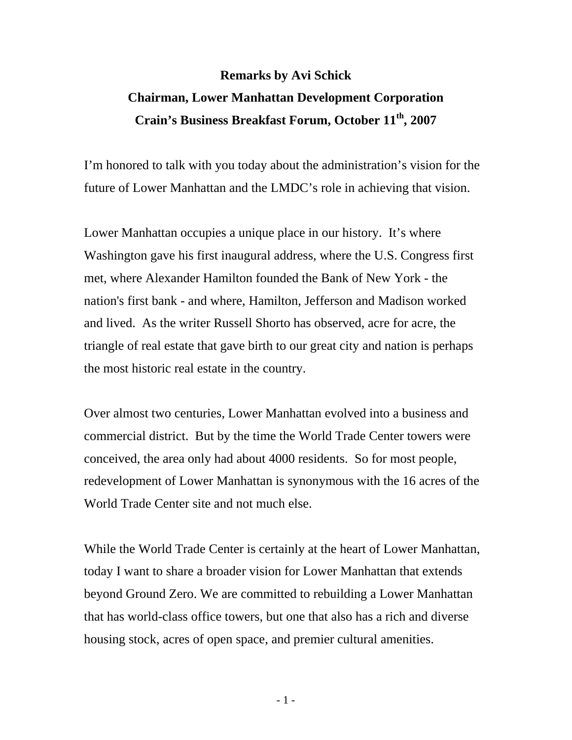**Remarks by Avi Schick**

**Chairman, Lower Manhattan Development Corporation**

**Crain's Business Breakfast Forum, October 11th, 2007**

I'm honored to talk with you today about the administration's vision for the future of Lower Manhattan and the LMDC's role in achieving that vision.

Lower Manhattan occupies a unique place in our history. It's where Washington gave his first inaugural address, where the U.S. Congress first met, where Alexander Hamilton founded the Bank of New York - the nation's first bank - and where, Hamilton, Jefferson and Madison worked and lived. As the writer Russell Shorto has observed, acre for acre, the triangle of real estate that gave birth to our great city and nation is perhaps the most historic real estate in the country.

Over almost two centuries, Lower Manhattan evolved into a business and commercial district. But by the time the World Trade Center towers were conceived, the area only had about 4000 residents. So for most people, redevelopment of Lower Manhattan is synonymous with the 16 acres of the World Trade Center site and not much else.

While the World Trade Center is certainly at the heart of Lower Manhattan, today I want to share a broader vision for Lower Manhattan that extends beyond Ground Zero. We are committed to rebuilding a Lower Manhattan that has world-class office towers, but one that also has a rich and diverse housing stock, acres of open space, and premier cultural amenities.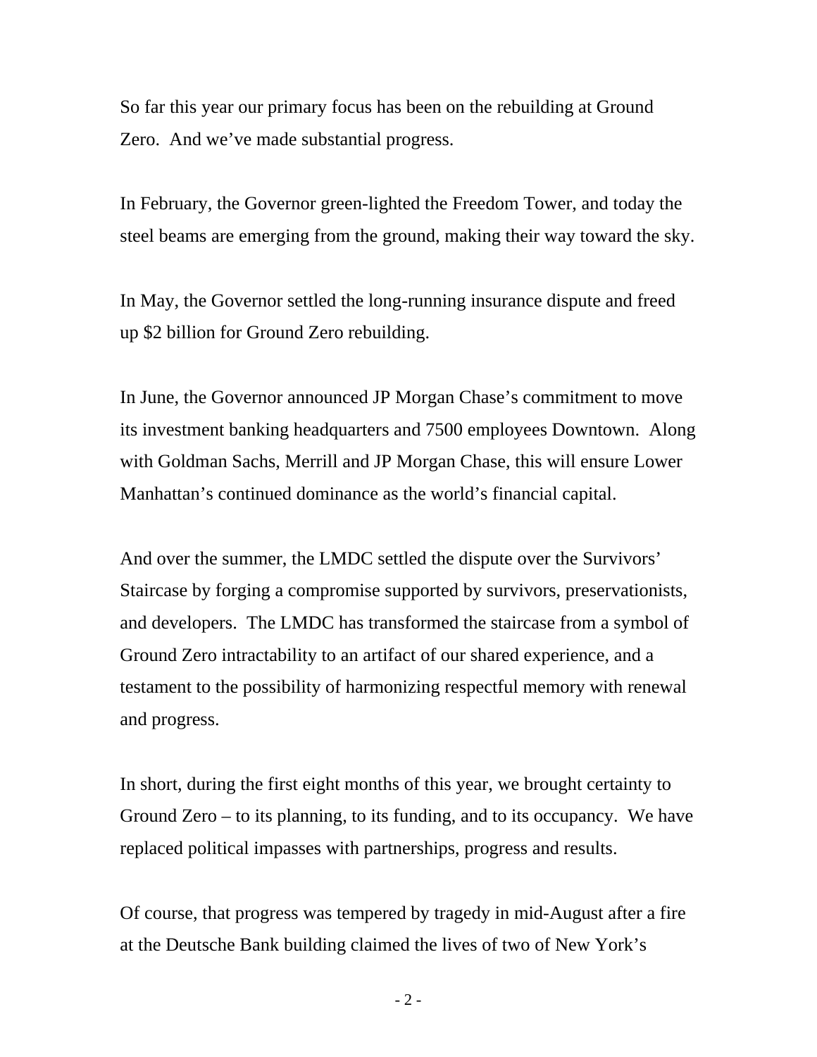So far this year our primary focus has been on the rebuilding at Ground Zero. And we've made substantial progress.

In February, the Governor green-lighted the Freedom Tower, and today the steel beams are emerging from the ground, making their way toward the sky.

In May, the Governor settled the long-running insurance dispute and freed up $2 billion for Ground Zero rebuilding.

In June, the Governor announced JP Morgan Chase's commitment to move its investment banking headquarters and 7500 employees Downtown. Along with Goldman Sachs, Merrill and JP Morgan Chase, this will ensure Lower Manhattan's continued dominance as the world's financial capital.

And over the summer, the LMDC settled the dispute over the Survivors' Staircase by forging a compromise supported by survivors, preservationists, and developers. The LMDC has transformed the staircase from a symbol of Ground Zero intractability to an artifact of our shared experience, and a testament to the possibility of harmonizing respectful memory with renewal and progress.

In short, during the first eight months of this year, we brought certainty to Ground Zero – to its planning, to its funding, and to its occupancy. We have replaced political impasses with partnerships, progress and results.

Of course, that progress was tempered by tragedy in mid-August after a fire at the Deutsche Bank building claimed the lives of two of New York's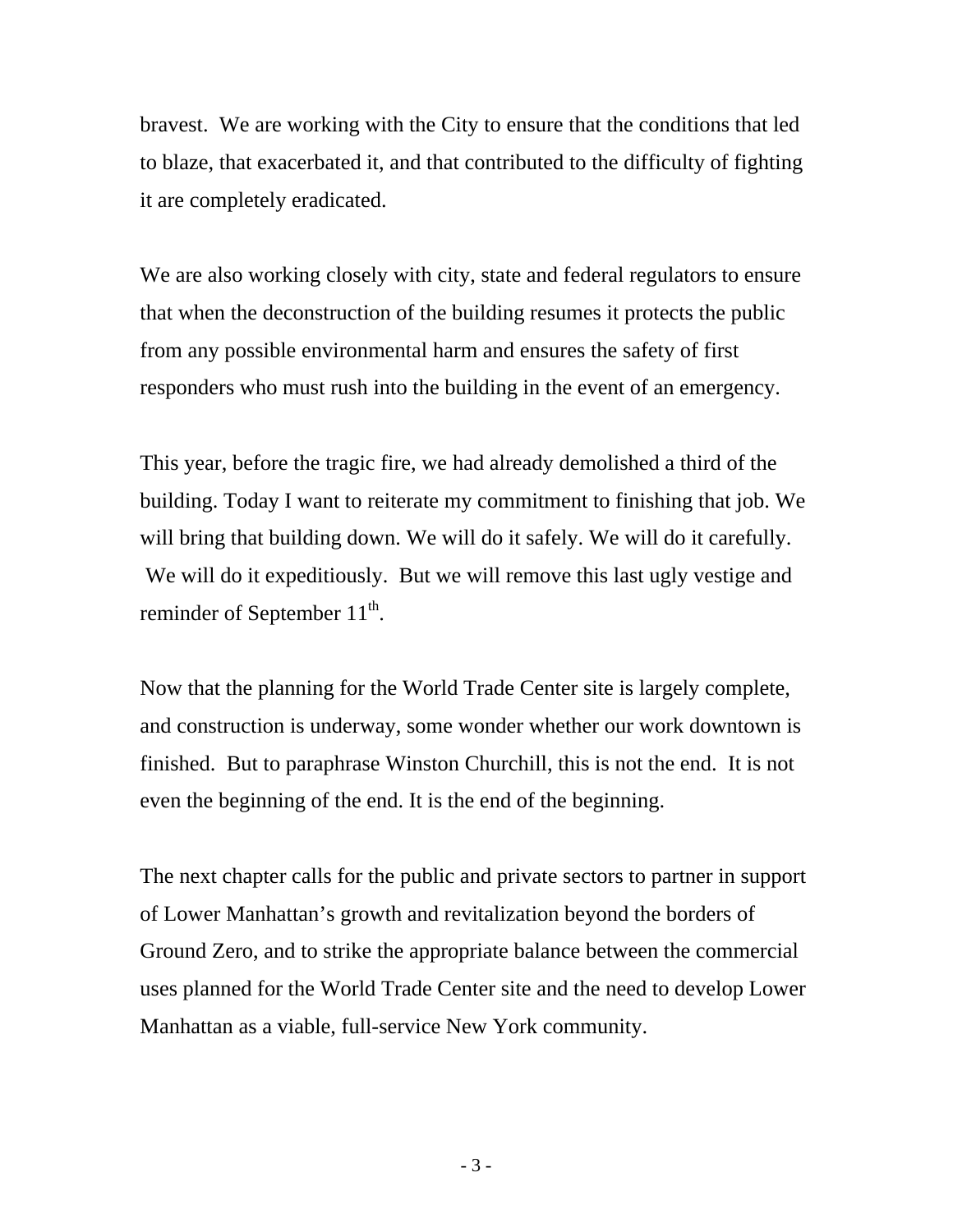bravest. We are working with the City to ensure that the conditions that led to blaze, that exacerbated it, and that contributed to the difficulty of fighting it are completely eradicated.

We are also working closely with city, state and federal regulators to ensure that when the deconstruction of the building resumes it protects the public from any possible environmental harm and ensures the safety of first responders who must rush into the building in the event of an emergency.

This year, before the tragic fire, we had already demolished a third of the building. Today I want to reiterate my commitment to finishing that job. We will bring that building down. We will do it safely. We will do it carefully. We will do it expeditiously. But we will remove this last ugly vestige and reminder of September 11th.

Now that the planning for the World Trade Center site is largely complete, and construction is underway, some wonder whether our work downtown is finished. But to paraphrase Winston Churchill, this is not the end. It is not even the beginning of the end. It is the end of the beginning.

The next chapter calls for the public and private sectors to partner in support of Lower Manhattan's growth and revitalization beyond the borders of Ground Zero, and to strike the appropriate balance between the commercial uses planned for the World Trade Center site and the need to develop Lower Manhattan as a viable, full-service New York community.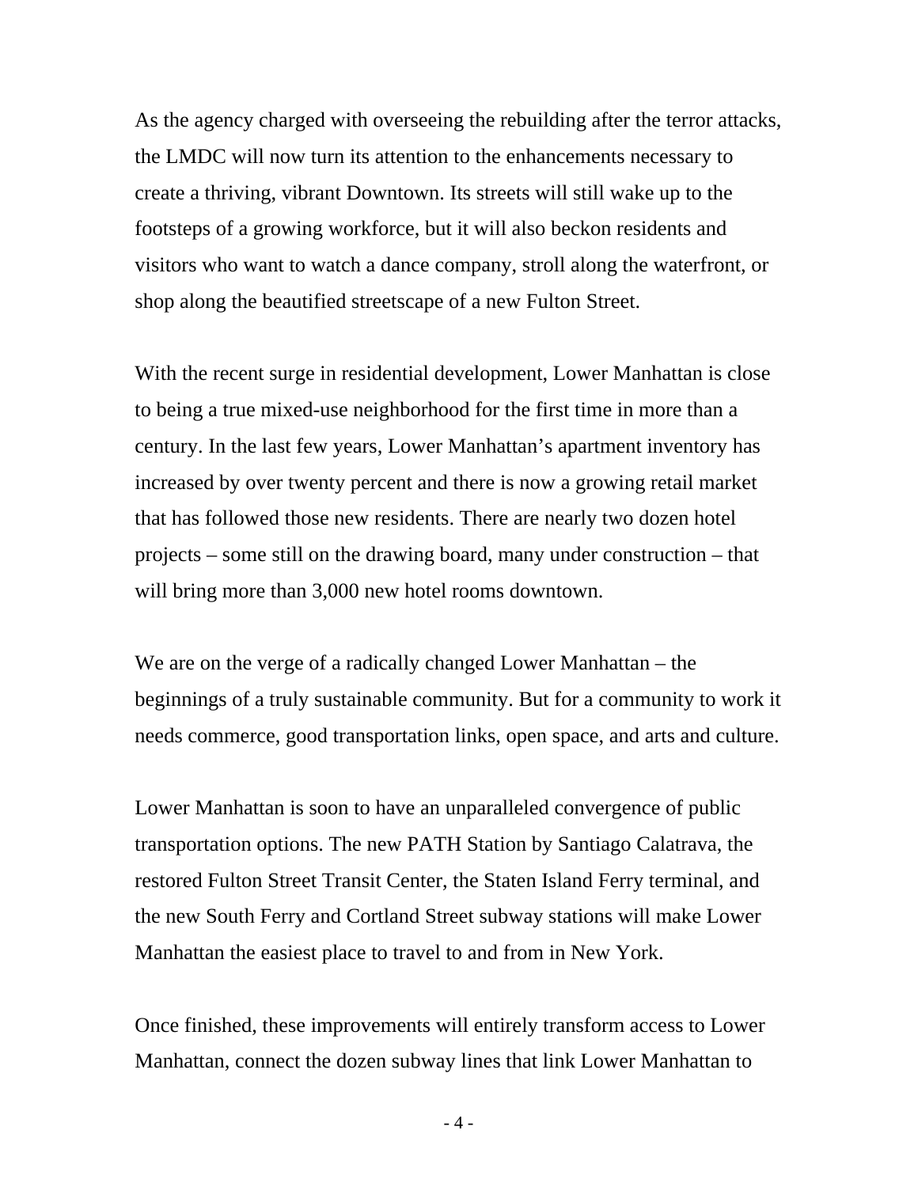As the agency charged with overseeing the rebuilding after the terror attacks, the LMDC will now turn its attention to the enhancements necessary to create a thriving, vibrant Downtown. Its streets will still wake up to the footsteps of a growing workforce, but it will also beckon residents and visitors who want to watch a dance company, stroll along the waterfront, or shop along the beautified streetscape of a new Fulton Street.

With the recent surge in residential development, Lower Manhattan is close to being a true mixed-use neighborhood for the first time in more than a century. In the last few years, Lower Manhattan's apartment inventory has increased by over twenty percent and there is now a growing retail market that has followed those new residents. There are nearly two dozen hotel projects – some still on the drawing board, many under construction – that will bring more than 3,000 new hotel rooms downtown.

We are on the verge of a radically changed Lower Manhattan – the beginnings of a truly sustainable community. But for a community to work it needs commerce, good transportation links, open space, and arts and culture.

Lower Manhattan is soon to have an unparalleled convergence of public transportation options. The new PATH Station by Santiago Calatrava, the restored Fulton Street Transit Center, the Staten Island Ferry terminal, and the new South Ferry and Cortland Street subway stations will make Lower Manhattan the easiest place to travel to and from in New York.

Once finished, these improvements will entirely transform access to Lower Manhattan, connect the dozen subway lines that link Lower Manhattan to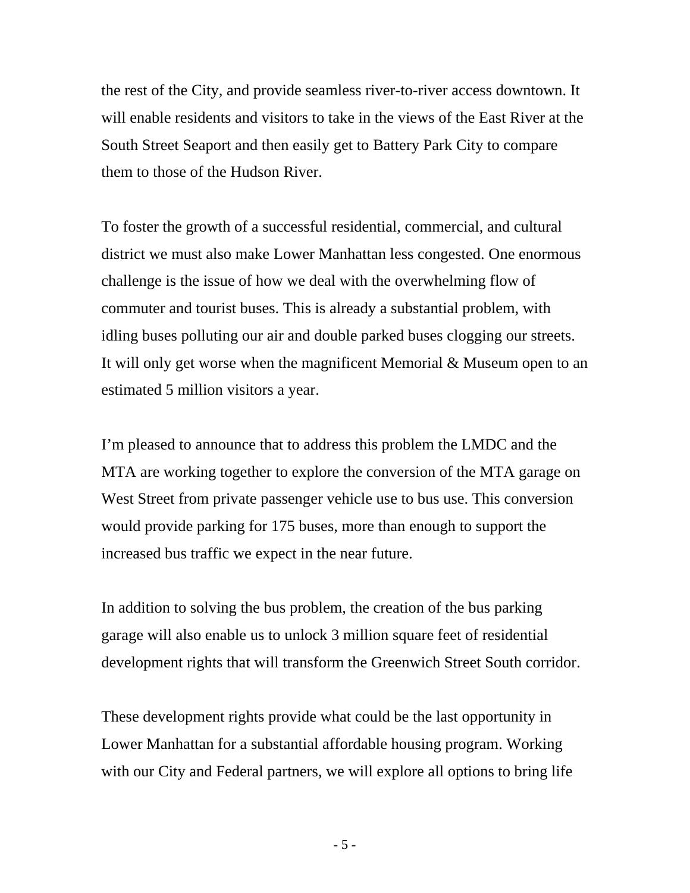the rest of the City, and provide seamless river-to-river access downtown. It will enable residents and visitors to take in the views of the East River at the South Street Seaport and then easily get to Battery Park City to compare them to those of the Hudson River.

To foster the growth of a successful residential, commercial, and cultural district we must also make Lower Manhattan less congested. One enormous challenge is the issue of how we deal with the overwhelming flow of commuter and tourist buses. This is already a substantial problem, with idling buses polluting our air and double parked buses clogging our streets. It will only get worse when the magnificent Memorial & Museum open to an estimated 5 million visitors a year.

I'm pleased to announce that to address this problem the LMDC and the MTA are working together to explore the conversion of the MTA garage on West Street from private passenger vehicle use to bus use. This conversion would provide parking for 175 buses, more than enough to support the increased bus traffic we expect in the near future.

In addition to solving the bus problem, the creation of the bus parking garage will also enable us to unlock 3 million square feet of residential development rights that will transform the Greenwich Street South corridor.

These development rights provide what could be the last opportunity in Lower Manhattan for a substantial affordable housing program. Working with our City and Federal partners, we will explore all options to bring life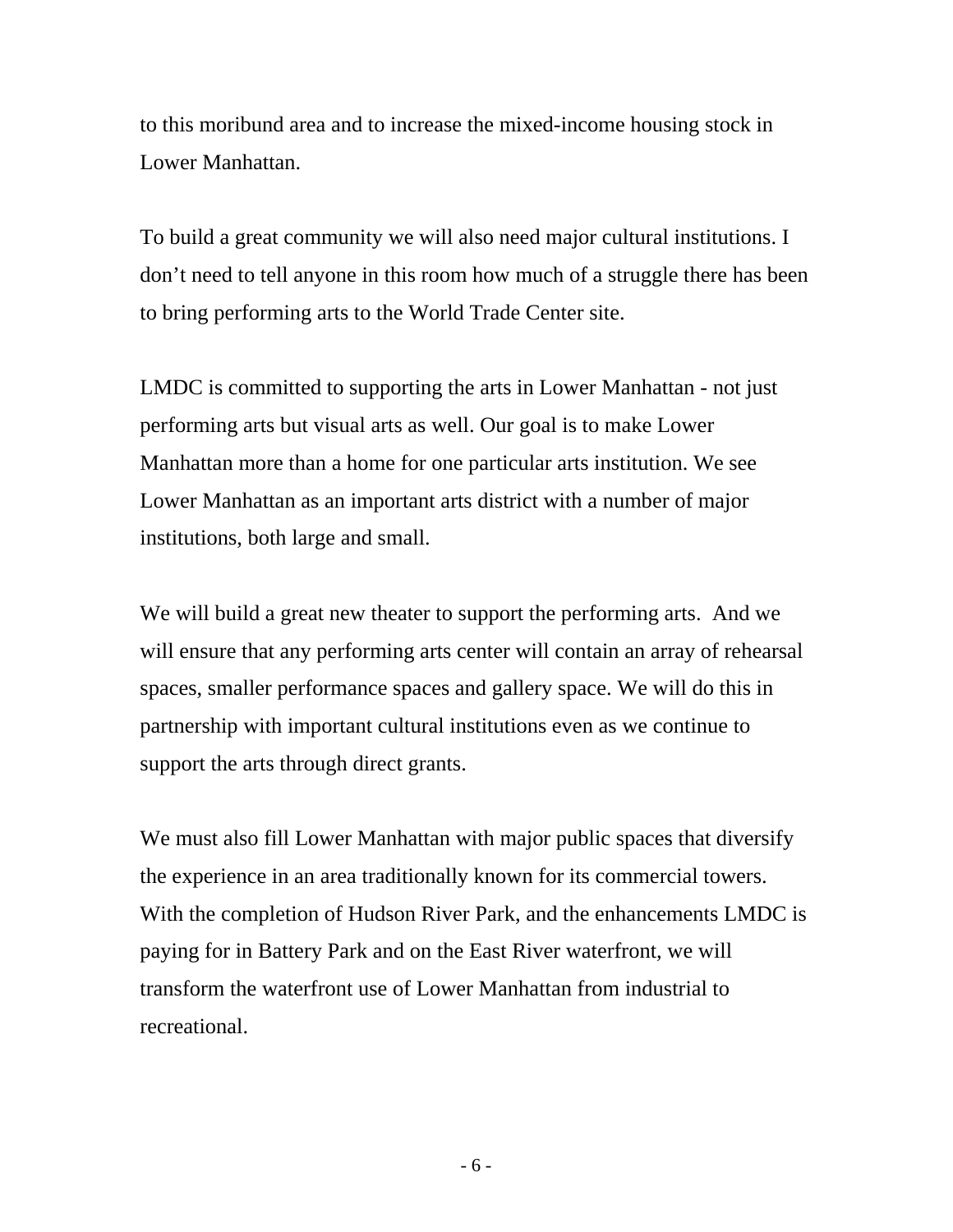to this moribund area and to increase the mixed-income housing stock in Lower Manhattan.

To build a great community we will also need major cultural institutions. I don't need to tell anyone in this room how much of a struggle there has been to bring performing arts to the World Trade Center site.

LMDC is committed to supporting the arts in Lower Manhattan - not just performing arts but visual arts as well. Our goal is to make Lower Manhattan more than a home for one particular arts institution. We see Lower Manhattan as an important arts district with a number of major institutions, both large and small.

We will build a great new theater to support the performing arts. And we will ensure that any performing arts center will contain an array of rehearsal spaces, smaller performance spaces and gallery space. We will do this in partnership with important cultural institutions even as we continue to support the arts through direct grants.

We must also fill Lower Manhattan with major public spaces that diversify the experience in an area traditionally known for its commercial towers. With the completion of Hudson River Park, and the enhancements LMDC is paying for in Battery Park and on the East River waterfront, we will transform the waterfront use of Lower Manhattan from industrial to recreational.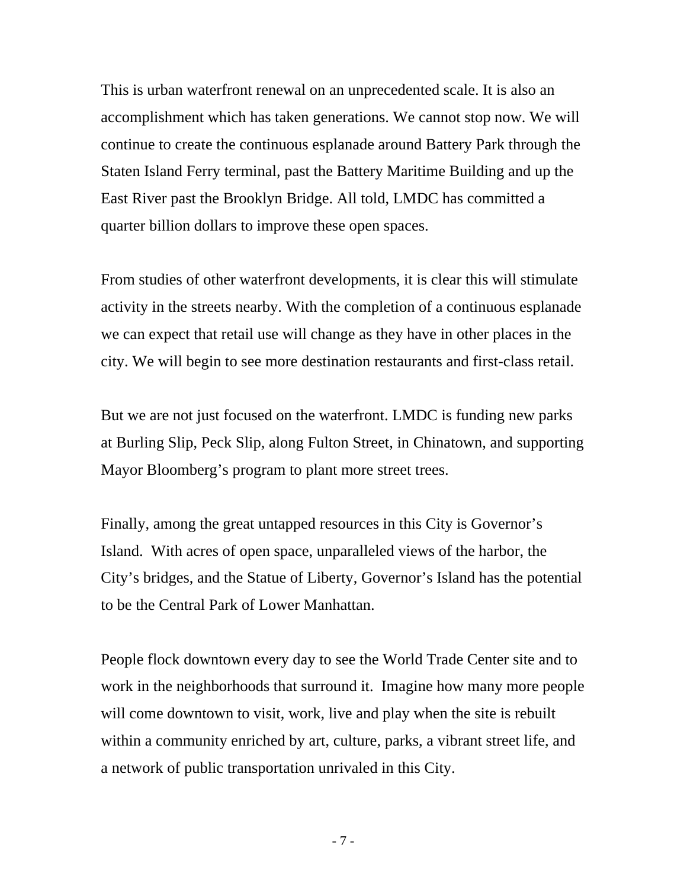This is urban waterfront renewal on an unprecedented scale. It is also an accomplishment which has taken generations. We cannot stop now. We will continue to create the continuous esplanade around Battery Park through the Staten Island Ferry terminal, past the Battery Maritime Building and up the East River past the Brooklyn Bridge. All told, LMDC has committed a quarter billion dollars to improve these open spaces.

From studies of other waterfront developments, it is clear this will stimulate activity in the streets nearby. With the completion of a continuous esplanade we can expect that retail use will change as they have in other places in the city. We will begin to see more destination restaurants and first-class retail.

But we are not just focused on the waterfront. LMDC is funding new parks at Burling Slip, Peck Slip, along Fulton Street, in Chinatown, and supporting Mayor Bloomberg's program to plant more street trees.

Finally, among the great untapped resources in this City is Governor's Island. With acres of open space, unparalleled views of the harbor, the City's bridges, and the Statue of Liberty, Governor's Island has the potential to be the Central Park of Lower Manhattan.

People flock downtown every day to see the World Trade Center site and to work in the neighborhoods that surround it. Imagine how many more people will come downtown to visit, work, live and play when the site is rebuilt within a community enriched by art, culture, parks, a vibrant street life, and a network of public transportation unrivaled in this City.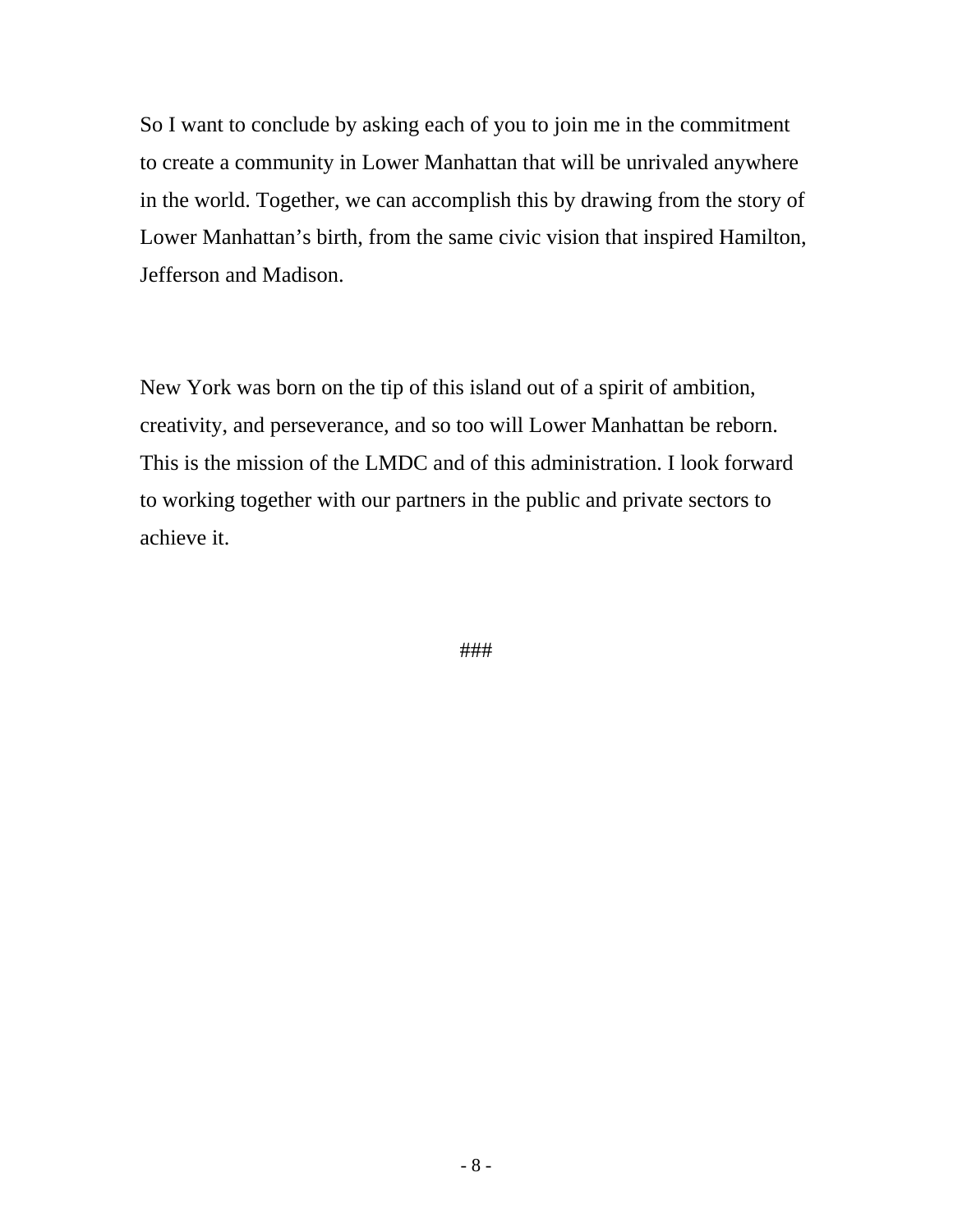So I want to conclude by asking each of you to join me in the commitment to create a community in Lower Manhattan that will be unrivaled anywhere in the world. Together, we can accomplish this by drawing from the story of Lower Manhattan's birth, from the same civic vision that inspired Hamilton, Jefferson and Madison.

New York was born on the tip of this island out of a spirit of ambition, creativity, and perseverance, and so too will Lower Manhattan be reborn. This is the mission of the LMDC and of this administration. I look forward to working together with our partners in the public and private sectors to achieve it.

###